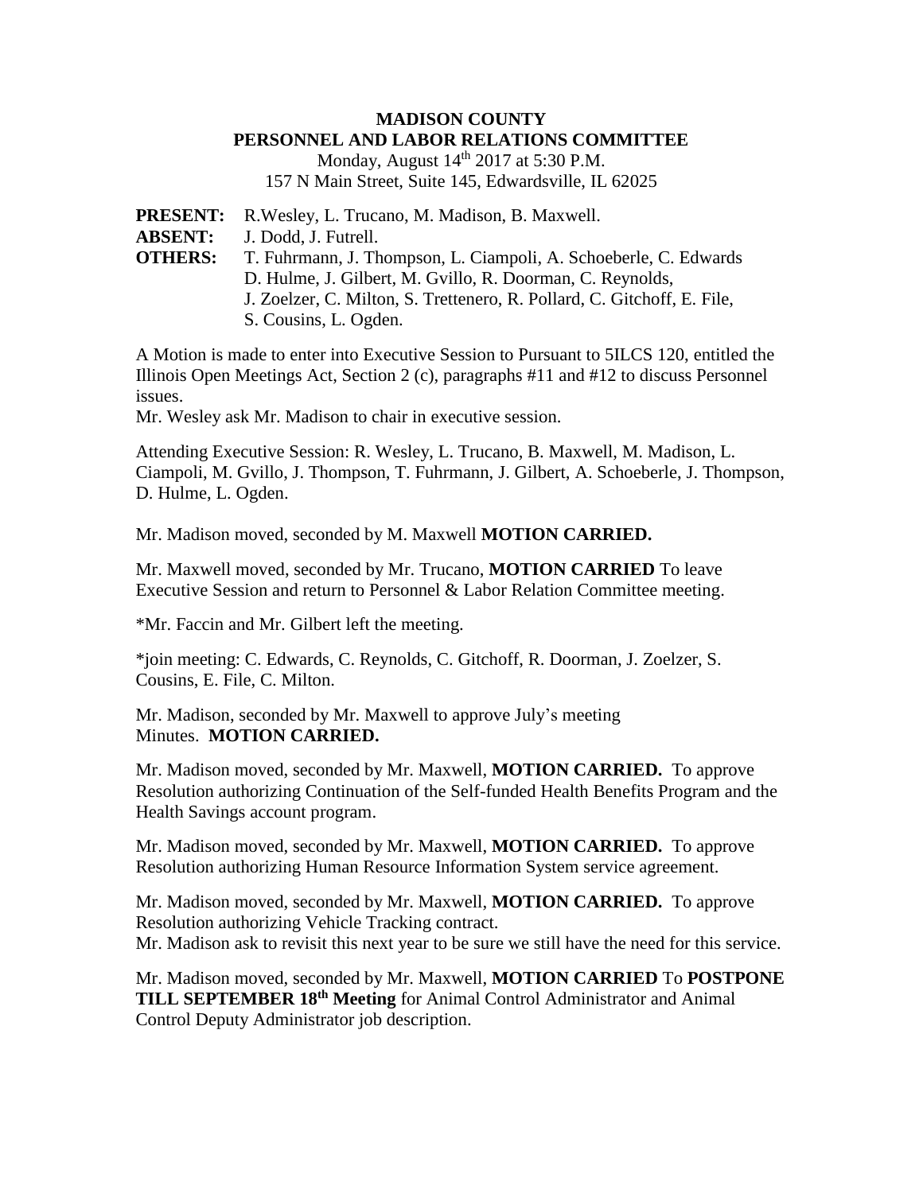# MADISON COUNTY
# PERSONNEL AND LABOR RELATIONS COMMITTEE

Monday, August 14th 2017 at 5:30 P.M.
157 N Main Street, Suite 145, Edwardsville, IL 62025

**PRESENT:** R.Wesley, L. Trucano, M. Madison, B. Maxwell.
**ABSENT:** J. Dodd, J. Futrell.
**OTHERS:** T. Fuhrmann, J. Thompson, L. Ciampoli, A. Schoeberle, C. Edwards D. Hulme, J. Gilbert, M. Gvillo, R. Doorman, C. Reynolds, J. Zoelzer, C. Milton, S. Trettenero, R. Pollard, C. Gitchoff, E. File, S. Cousins, L. Ogden.

A Motion is made to enter into Executive Session to Pursuant to 5ILCS 120, entitled the Illinois Open Meetings Act, Section 2 (c), paragraphs #11 and #12 to discuss Personnel issues.
Mr. Wesley ask Mr. Madison to chair in executive session.

Attending Executive Session: R. Wesley, L. Trucano, B. Maxwell, M. Madison, L. Ciampoli, M. Gvillo, J. Thompson, T. Fuhrmann, J. Gilbert, A. Schoeberle, J. Thompson, D. Hulme, L. Ogden.

Mr. Madison moved, seconded by M. Maxwell **MOTION CARRIED.**

Mr. Maxwell moved, seconded by Mr. Trucano, **MOTION CARRIED** To leave Executive Session and return to Personnel & Labor Relation Committee meeting.

*Mr. Faccin and Mr. Gilbert left the meeting.

*join meeting: C. Edwards, C. Reynolds, C. Gitchoff, R. Doorman, J. Zoelzer, S. Cousins, E. File, C. Milton.

Mr. Madison, seconded by Mr. Maxwell to approve July's meeting Minutes. **MOTION CARRIED.**

Mr. Madison moved, seconded by Mr. Maxwell, **MOTION CARRIED.** To approve Resolution authorizing Continuation of the Self-funded Health Benefits Program and the Health Savings account program.

Mr. Madison moved, seconded by Mr. Maxwell, **MOTION CARRIED.** To approve Resolution authorizing Human Resource Information System service agreement.

Mr. Madison moved, seconded by Mr. Maxwell, **MOTION CARRIED.** To approve Resolution authorizing Vehicle Tracking contract.
Mr. Madison ask to revisit this next year to be sure we still have the need for this service.

Mr. Madison moved, seconded by Mr. Maxwell, **MOTION CARRIED** To **POSTPONE TILL SEPTEMBER 18th Meeting** for Animal Control Administrator and Animal Control Deputy Administrator job description.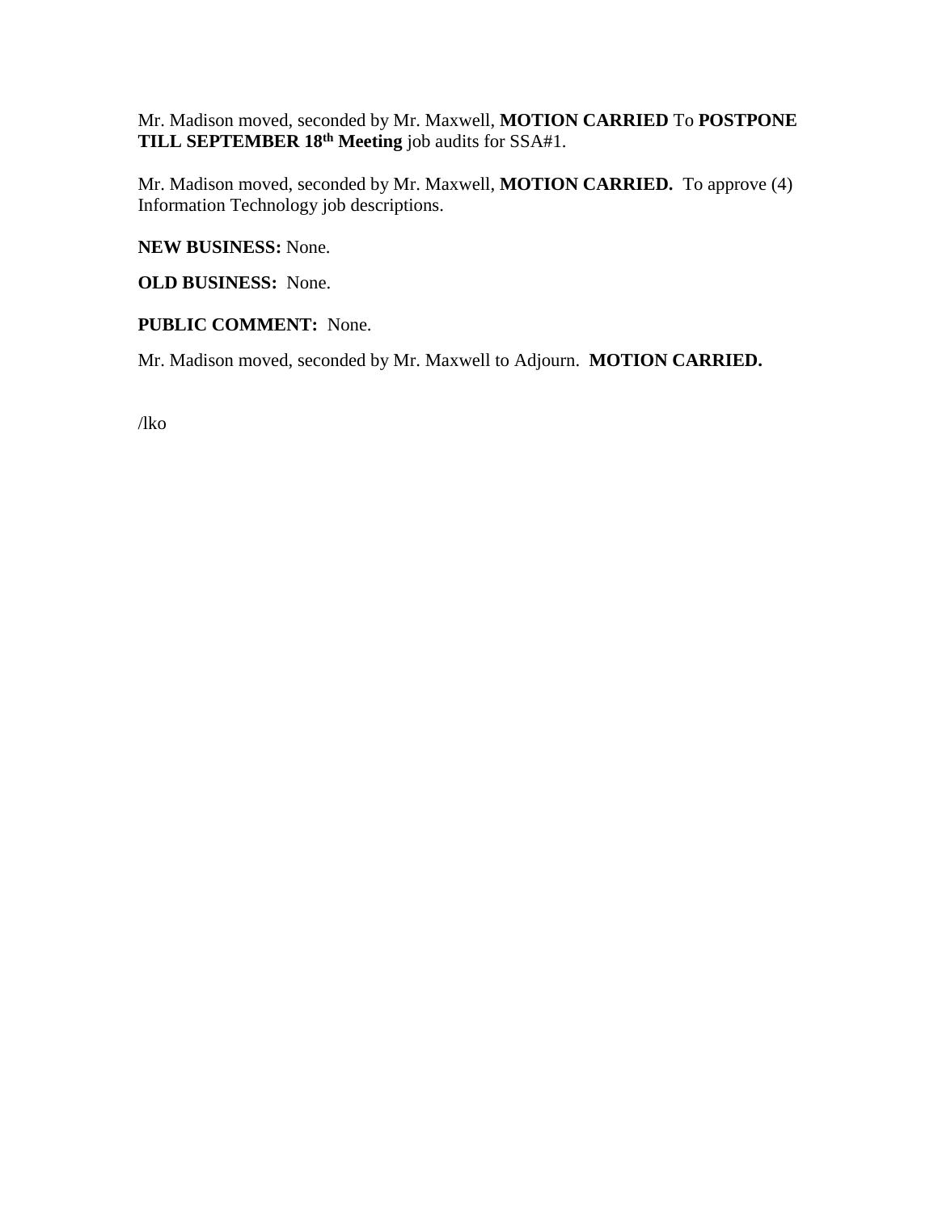Mr. Madison moved, seconded by Mr. Maxwell, **MOTION CARRIED** To **POSTPONE TILL SEPTEMBER 18th Meeting** job audits for SSA#1.

Mr. Madison moved, seconded by Mr. Maxwell, **MOTION CARRIED.** To approve (4) Information Technology job descriptions.

**NEW BUSINESS:** None.

**OLD BUSINESS:** None.

**PUBLIC COMMENT:** None.

Mr. Madison moved, seconded by Mr. Maxwell to Adjourn. **MOTION CARRIED.**

/lko